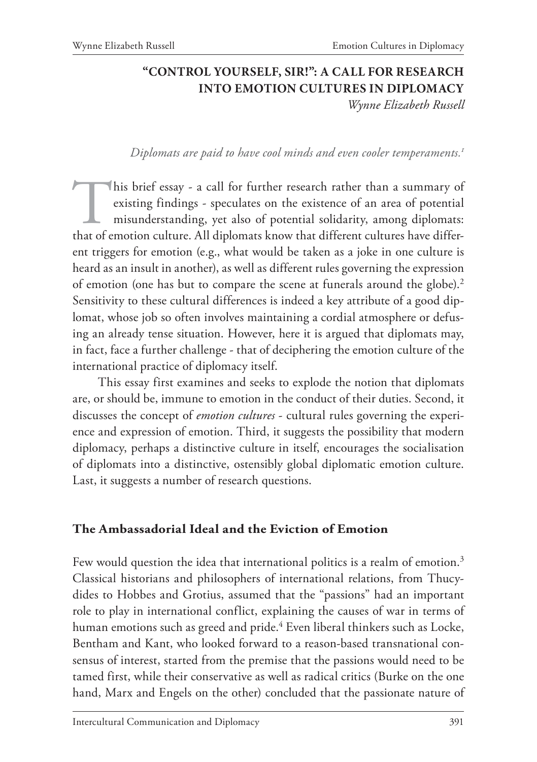# "CONTROL YOURSELF, SIR!": A CALL FOR RESEARCH INTO EMOTION CULTURES IN DIPLOMACY

*Wynne Elizabeth Russell*

*Diplomats are paid to have cool minds and even cooler temperaments.*[1]

This brief essay - a call for further research rather than a summary of existing findings - speculates on the existence of an area of potential misunderstanding, yet also of potential solidarity, among diplomats: that of emotion culture. All diplomats know that different cultures have different triggers for emotion (e.g., what would be taken as a joke in one culture is heard as an insult in another), as well as different rules governing the expression of emotion (one has but to compare the scene at funerals around the globe).[2] Sensitivity to these cultural differences is indeed a key attribute of a good diplomat, whose job so often involves maintaining a cordial atmosphere or defusing an already tense situation. However, here it is argued that diplomats may, in fact, face a further challenge - that of deciphering the emotion culture of the international practice of diplomacy itself.

This essay first examines and seeks to explode the notion that diplomats are, or should be, immune to emotion in the conduct of their duties. Second, it discusses the concept of *emotion cultures* - cultural rules governing the experience and expression of emotion. Third, it suggests the possibility that modern diplomacy, perhaps a distinctive culture in itself, encourages the socialisation of diplomats into a distinctive, ostensibly global diplomatic emotion culture. Last, it suggests a number of research questions.

## The Ambassadorial Ideal and the Eviction of Emotion

Few would question the idea that international politics is a realm of emotion.[3] Classical historians and philosophers of international relations, from Thucydides to Hobbes and Grotius, assumed that the "passions" had an important role to play in international conflict, explaining the causes of war in terms of human emotions such as greed and pride.[4] Even liberal thinkers such as Locke, Bentham and Kant, who looked forward to a reason-based transnational consensus of interest, started from the premise that the passions would need to be tamed first, while their conservative as well as radical critics (Burke on the one hand, Marx and Engels on the other) concluded that the passionate nature of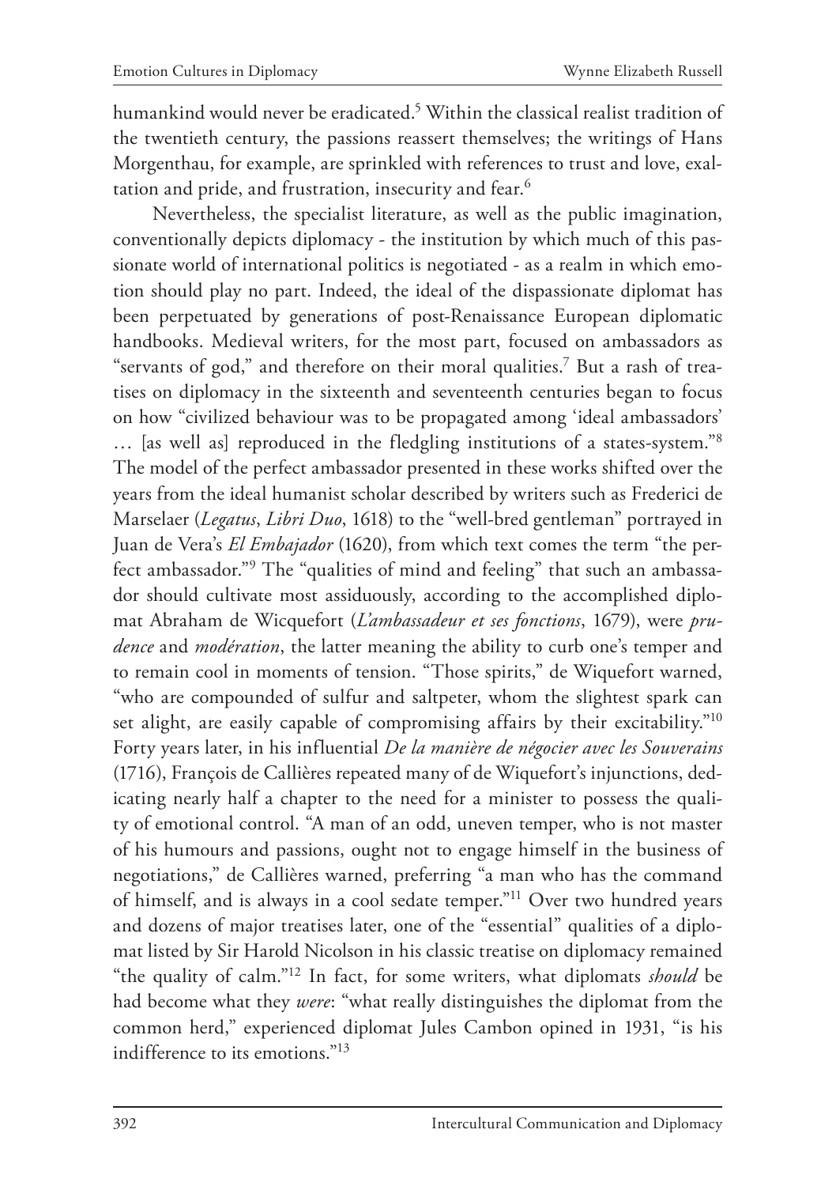humankind would never be eradicated.[5] Within the classical realist tradition of the twentieth century, the passions reassert themselves; the writings of Hans Morgenthau, for example, are sprinkled with references to trust and love, exaltation and pride, and frustration, insecurity and fear.[6]

Nevertheless, the specialist literature, as well as the public imagination, conventionally depicts diplomacy - the institution by which much of this passionate world of international politics is negotiated - as a realm in which emotion should play no part. Indeed, the ideal of the dispassionate diplomat has been perpetuated by generations of post-Renaissance European diplomatic handbooks. Medieval writers, for the most part, focused on ambassadors as "servants of god," and therefore on their moral qualities.[7] But a rash of treatises on diplomacy in the sixteenth and seventeenth centuries began to focus on how "civilized behaviour was to be propagated among 'ideal ambassadors' … [as well as] reproduced in the fledgling institutions of a states-system."[8] The model of the perfect ambassador presented in these works shifted over the years from the ideal humanist scholar described by writers such as Frederici de Marselaer (*Legatus*, *Libri Duo*, 1618) to the "well-bred gentleman" portrayed in Juan de Vera's *El Embajador* (1620), from which text comes the term "the perfect ambassador."[9] The "qualities of mind and feeling" that such an ambassador should cultivate most assiduously, according to the accomplished diplomat Abraham de Wicquefort (*L'ambassadeur et ses fonctions*, 1679), were *prudence* and *modération*, the latter meaning the ability to curb one's temper and to remain cool in moments of tension. "Those spirits," de Wiquefort warned, "who are compounded of sulfur and saltpeter, whom the slightest spark can set alight, are easily capable of compromising affairs by their excitability."[10] Forty years later, in his influential *De la manière de négocier avec les Souverains* (1716), François de Callières repeated many of de Wiquefort's injunctions, dedicating nearly half a chapter to the need for a minister to possess the quality of emotional control. "A man of an odd, uneven temper, who is not master of his humours and passions, ought not to engage himself in the business of negotiations," de Callières warned, preferring "a man who has the command of himself, and is always in a cool sedate temper."[11] Over two hundred years and dozens of major treatises later, one of the "essential" qualities of a diplomat listed by Sir Harold Nicolson in his classic treatise on diplomacy remained "the quality of calm."[12] In fact, for some writers, what diplomats *should* be had become what they *were*: "what really distinguishes the diplomat from the common herd," experienced diplomat Jules Cambon opined in 1931, "is his indifference to its emotions."[13]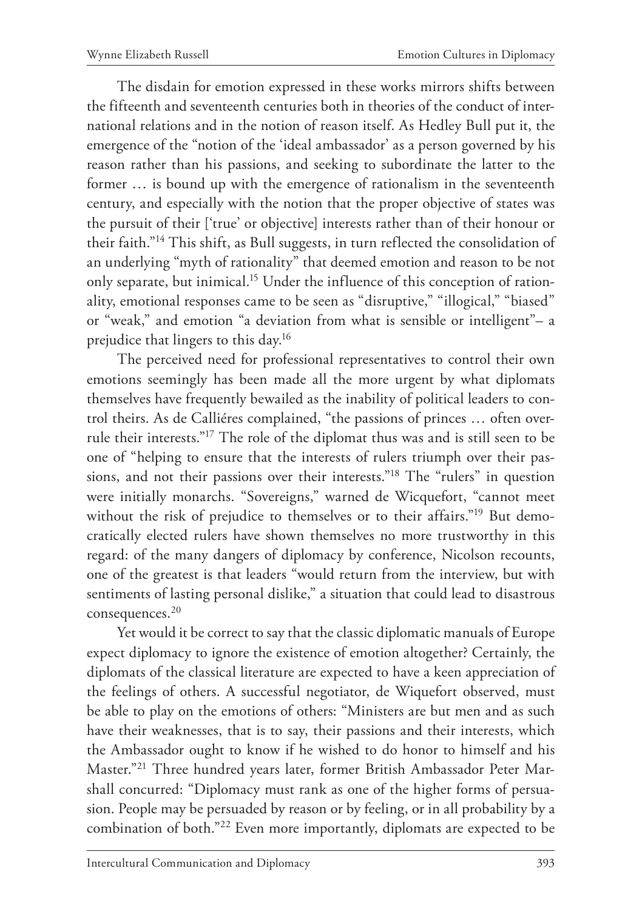The disdain for emotion expressed in these works mirrors shifts between the fifteenth and seventeenth centuries both in theories of the conduct of international relations and in the notion of reason itself. As Hedley Bull put it, the emergence of the "notion of the 'ideal ambassador' as a person governed by his reason rather than his passions, and seeking to subordinate the latter to the former … is bound up with the emergence of rationalism in the seventeenth century, and especially with the notion that the proper objective of states was the pursuit of their ['true' or objective] interests rather than of their honour or their faith."[14] This shift, as Bull suggests, in turn reflected the consolidation of an underlying "myth of rationality" that deemed emotion and reason to be not only separate, but inimical.[15] Under the influence of this conception of rationality, emotional responses came to be seen as "disruptive," "illogical," "biased" or "weak," and emotion "a deviation from what is sensible or intelligent"– a prejudice that lingers to this day.[16]

The perceived need for professional representatives to control their own emotions seemingly has been made all the more urgent by what diplomats themselves have frequently bewailed as the inability of political leaders to control theirs. As de Calliéres complained, "the passions of princes … often overrule their interests."[17] The role of the diplomat thus was and is still seen to be one of "helping to ensure that the interests of rulers triumph over their passions, and not their passions over their interests."[18] The "rulers" in question were initially monarchs. "Sovereigns," warned de Wicquefort, "cannot meet without the risk of prejudice to themselves or to their affairs."[19] But democratically elected rulers have shown themselves no more trustworthy in this regard: of the many dangers of diplomacy by conference, Nicolson recounts, one of the greatest is that leaders "would return from the interview, but with sentiments of lasting personal dislike," a situation that could lead to disastrous consequences.[20]

Yet would it be correct to say that the classic diplomatic manuals of Europe expect diplomacy to ignore the existence of emotion altogether? Certainly, the diplomats of the classical literature are expected to have a keen appreciation of the feelings of others. A successful negotiator, de Wiquefort observed, must be able to play on the emotions of others: "Ministers are but men and as such have their weaknesses, that is to say, their passions and their interests, which the Ambassador ought to know if he wished to do honor to himself and his Master."[21] Three hundred years later, former British Ambassador Peter Marshall concurred: "Diplomacy must rank as one of the higher forms of persuasion. People may be persuaded by reason or by feeling, or in all probability by a combination of both."[22] Even more importantly, diplomats are expected to be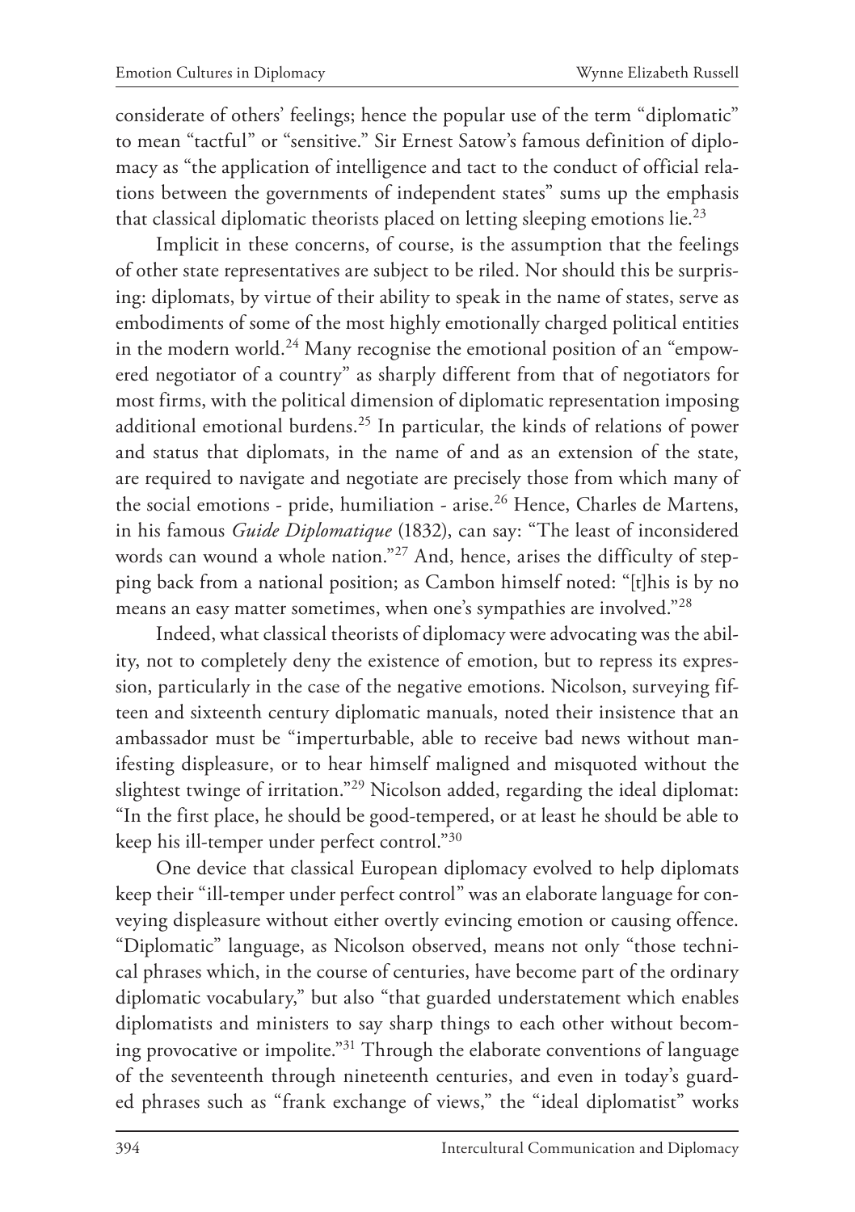considerate of others' feelings; hence the popular use of the term "diplomatic" to mean "tactful" or "sensitive." Sir Ernest Satow's famous definition of diplomacy as "the application of intelligence and tact to the conduct of official relations between the governments of independent states" sums up the emphasis that classical diplomatic theorists placed on letting sleeping emotions lie.[23]

Implicit in these concerns, of course, is the assumption that the feelings of other state representatives are subject to be riled. Nor should this be surprising: diplomats, by virtue of their ability to speak in the name of states, serve as embodiments of some of the most highly emotionally charged political entities in the modern world.[24] Many recognise the emotional position of an "empowered negotiator of a country" as sharply different from that of negotiators for most firms, with the political dimension of diplomatic representation imposing additional emotional burdens.[25] In particular, the kinds of relations of power and status that diplomats, in the name of and as an extension of the state, are required to navigate and negotiate are precisely those from which many of the social emotions - pride, humiliation - arise.[26] Hence, Charles de Martens, in his famous *Guide Diplomatique* (1832), can say: "The least of inconsidered words can wound a whole nation."[27] And, hence, arises the difficulty of stepping back from a national position; as Cambon himself noted: "[t]his is by no means an easy matter sometimes, when one's sympathies are involved."[28]

Indeed, what classical theorists of diplomacy were advocating was the ability, not to completely deny the existence of emotion, but to repress its expression, particularly in the case of the negative emotions. Nicolson, surveying fifteen and sixteenth century diplomatic manuals, noted their insistence that an ambassador must be "imperturbable, able to receive bad news without manifesting displeasure, or to hear himself maligned and misquoted without the slightest twinge of irritation."[29] Nicolson added, regarding the ideal diplomat: "In the first place, he should be good-tempered, or at least he should be able to keep his ill-temper under perfect control."[30]

One device that classical European diplomacy evolved to help diplomats keep their "ill-temper under perfect control" was an elaborate language for conveying displeasure without either overtly evincing emotion or causing offence. "Diplomatic" language, as Nicolson observed, means not only "those technical phrases which, in the course of centuries, have become part of the ordinary diplomatic vocabulary," but also "that guarded understatement which enables diplomatists and ministers to say sharp things to each other without becoming provocative or impolite."[31] Through the elaborate conventions of language of the seventeenth through nineteenth centuries, and even in today's guarded phrases such as "frank exchange of views," the "ideal diplomatist" works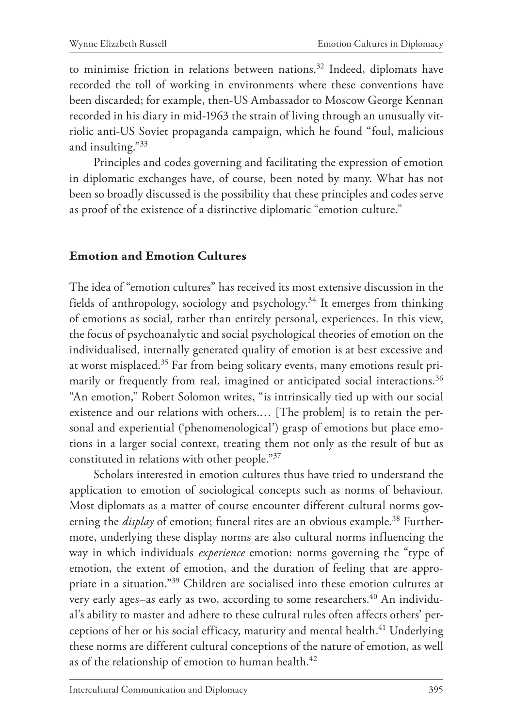to minimise friction in relations between nations.[32] Indeed, diplomats have recorded the toll of working in environments where these conventions have been discarded; for example, then-US Ambassador to Moscow George Kennan recorded in his diary in mid-1963 the strain of living through an unusually vitriolic anti-US Soviet propaganda campaign, which he found "foul, malicious and insulting."[33]

Principles and codes governing and facilitating the expression of emotion in diplomatic exchanges have, of course, been noted by many. What has not been so broadly discussed is the possibility that these principles and codes serve as proof of the existence of a distinctive diplomatic "emotion culture."

## Emotion and Emotion Cultures

The idea of "emotion cultures" has received its most extensive discussion in the fields of anthropology, sociology and psychology.[34] It emerges from thinking of emotions as social, rather than entirely personal, experiences. In this view, the focus of psychoanalytic and social psychological theories of emotion on the individualised, internally generated quality of emotion is at best excessive and at worst misplaced.[35] Far from being solitary events, many emotions result primarily or frequently from real, imagined or anticipated social interactions.[36] "An emotion," Robert Solomon writes, "is intrinsically tied up with our social existence and our relations with others.… [The problem] is to retain the personal and experiential ('phenomenological') grasp of emotions but place emotions in a larger social context, treating them not only as the result of but as constituted in relations with other people."[37]

Scholars interested in emotion cultures thus have tried to understand the application to emotion of sociological concepts such as norms of behaviour. Most diplomats as a matter of course encounter different cultural norms governing the *display* of emotion; funeral rites are an obvious example.[38] Furthermore, underlying these display norms are also cultural norms influencing the way in which individuals *experience* emotion: norms governing the "type of emotion, the extent of emotion, and the duration of feeling that are appropriate in a situation."[39] Children are socialised into these emotion cultures at very early ages–as early as two, according to some researchers.[40] An individual's ability to master and adhere to these cultural rules often affects others' perceptions of her or his social efficacy, maturity and mental health.[41] Underlying these norms are different cultural conceptions of the nature of emotion, as well as of the relationship of emotion to human health.[42]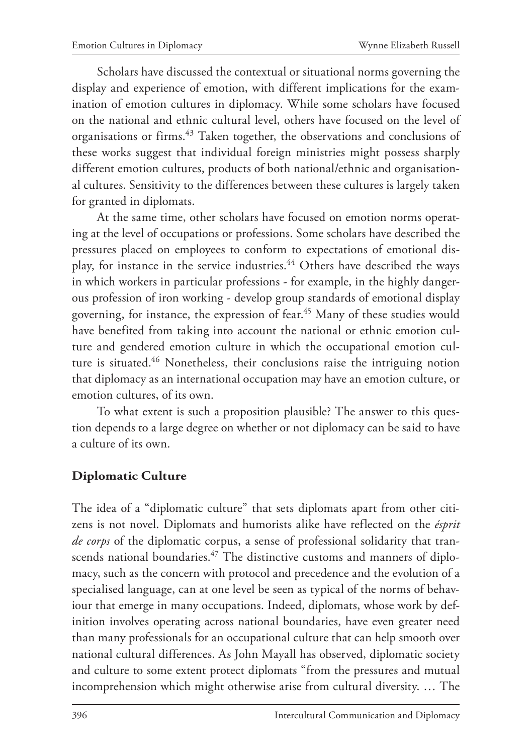Scholars have discussed the contextual or situational norms governing the display and experience of emotion, with different implications for the examination of emotion cultures in diplomacy. While some scholars have focused on the national and ethnic cultural level, others have focused on the level of organisations or firms.[43] Taken together, the observations and conclusions of these works suggest that individual foreign ministries might possess sharply different emotion cultures, products of both national/ethnic and organisational cultures. Sensitivity to the differences between these cultures is largely taken for granted in diplomats.

At the same time, other scholars have focused on emotion norms operating at the level of occupations or professions. Some scholars have described the pressures placed on employees to conform to expectations of emotional display, for instance in the service industries.[44] Others have described the ways in which workers in particular professions - for example, in the highly dangerous profession of iron working - develop group standards of emotional display governing, for instance, the expression of fear.[45] Many of these studies would have benefited from taking into account the national or ethnic emotion culture and gendered emotion culture in which the occupational emotion culture is situated.[46] Nonetheless, their conclusions raise the intriguing notion that diplomacy as an international occupation may have an emotion culture, or emotion cultures, of its own.

To what extent is such a proposition plausible? The answer to this question depends to a large degree on whether or not diplomacy can be said to have a culture of its own.

## Diplomatic Culture

The idea of a "diplomatic culture" that sets diplomats apart from other citizens is not novel. Diplomats and humorists alike have reflected on the *ésprit de corps* of the diplomatic corpus, a sense of professional solidarity that transcends national boundaries.[47] The distinctive customs and manners of diplomacy, such as the concern with protocol and precedence and the evolution of a specialised language, can at one level be seen as typical of the norms of behaviour that emerge in many occupations. Indeed, diplomats, whose work by definition involves operating across national boundaries, have even greater need than many professionals for an occupational culture that can help smooth over national cultural differences. As John Mayall has observed, diplomatic society and culture to some extent protect diplomats "from the pressures and mutual incomprehension which might otherwise arise from cultural diversity. … The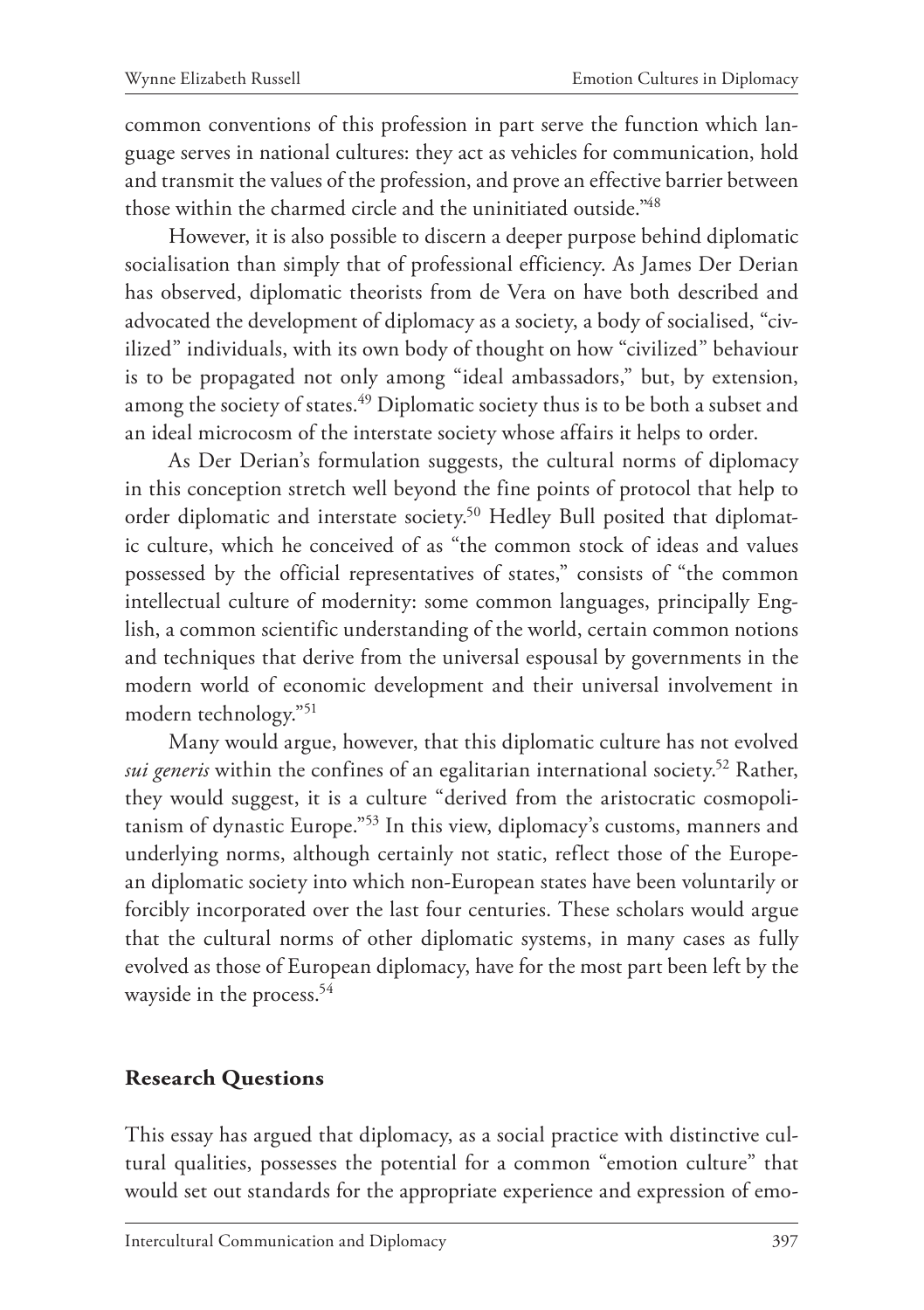common conventions of this profession in part serve the function which language serves in national cultures: they act as vehicles for communication, hold and transmit the values of the profession, and prove an effective barrier between those within the charmed circle and the uninitiated outside."[48]

However, it is also possible to discern a deeper purpose behind diplomatic socialisation than simply that of professional efficiency. As James Der Derian has observed, diplomatic theorists from de Vera on have both described and advocated the development of diplomacy as a society, a body of socialised, "civilized" individuals, with its own body of thought on how "civilized" behaviour is to be propagated not only among "ideal ambassadors," but, by extension, among the society of states.[49] Diplomatic society thus is to be both a subset and an ideal microcosm of the interstate society whose affairs it helps to order.

As Der Derian's formulation suggests, the cultural norms of diplomacy in this conception stretch well beyond the fine points of protocol that help to order diplomatic and interstate society.[50] Hedley Bull posited that diplomatic culture, which he conceived of as "the common stock of ideas and values possessed by the official representatives of states," consists of "the common intellectual culture of modernity: some common languages, principally English, a common scientific understanding of the world, certain common notions and techniques that derive from the universal espousal by governments in the modern world of economic development and their universal involvement in modern technology."[51]

Many would argue, however, that this diplomatic culture has not evolved *sui generis* within the confines of an egalitarian international society.[52] Rather, they would suggest, it is a culture "derived from the aristocratic cosmopolitanism of dynastic Europe."[53] In this view, diplomacy's customs, manners and underlying norms, although certainly not static, reflect those of the European diplomatic society into which non-European states have been voluntarily or forcibly incorporated over the last four centuries. These scholars would argue that the cultural norms of other diplomatic systems, in many cases as fully evolved as those of European diplomacy, have for the most part been left by the wayside in the process.[54]

## Research Questions

This essay has argued that diplomacy, as a social practice with distinctive cultural qualities, possesses the potential for a common "emotion culture" that would set out standards for the appropriate experience and expression of emo-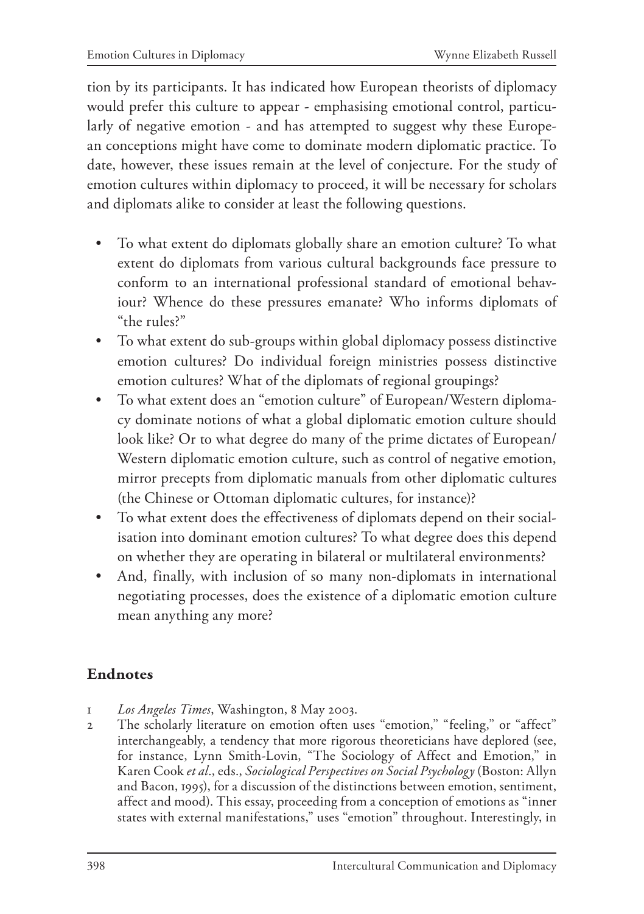tion by its participants. It has indicated how European theorists of diplomacy would prefer this culture to appear - emphasising emotional control, particularly of negative emotion - and has attempted to suggest why these European conceptions might have come to dominate modern diplomatic practice. To date, however, these issues remain at the level of conjecture. For the study of emotion cultures within diplomacy to proceed, it will be necessary for scholars and diplomats alike to consider at least the following questions.

- To what extent do diplomats globally share an emotion culture? To what extent do diplomats from various cultural backgrounds face pressure to conform to an international professional standard of emotional behaviour? Whence do these pressures emanate? Who informs diplomats of "the rules?"
- To what extent do sub-groups within global diplomacy possess distinctive emotion cultures? Do individual foreign ministries possess distinctive emotion cultures? What of the diplomats of regional groupings?
- To what extent does an "emotion culture" of European/Western diplomacy dominate notions of what a global diplomatic emotion culture should look like? Or to what degree do many of the prime dictates of European/Western diplomatic emotion culture, such as control of negative emotion, mirror precepts from diplomatic manuals from other diplomatic cultures (the Chinese or Ottoman diplomatic cultures, for instance)?
- To what extent does the effectiveness of diplomats depend on their socialisation into dominant emotion cultures? To what degree does this depend on whether they are operating in bilateral or multilateral environments?
- And, finally, with inclusion of so many non-diplomats in international negotiating processes, does the existence of a diplomatic emotion culture mean anything any more?

## Endnotes

1 *Los Angeles Times*, Washington, 8 May 2003.

2 The scholarly literature on emotion often uses "emotion," "feeling," or "affect" interchangeably, a tendency that more rigorous theoreticians have deplored (see, for instance, Lynn Smith-Lovin, "The Sociology of Affect and Emotion," in Karen Cook *et al.*, eds., *Sociological Perspectives on Social Psychology* (Boston: Allyn and Bacon, 1995), for a discussion of the distinctions between emotion, sentiment, affect and mood). This essay, proceeding from a conception of emotions as "inner states with external manifestations," uses "emotion" throughout. Interestingly, in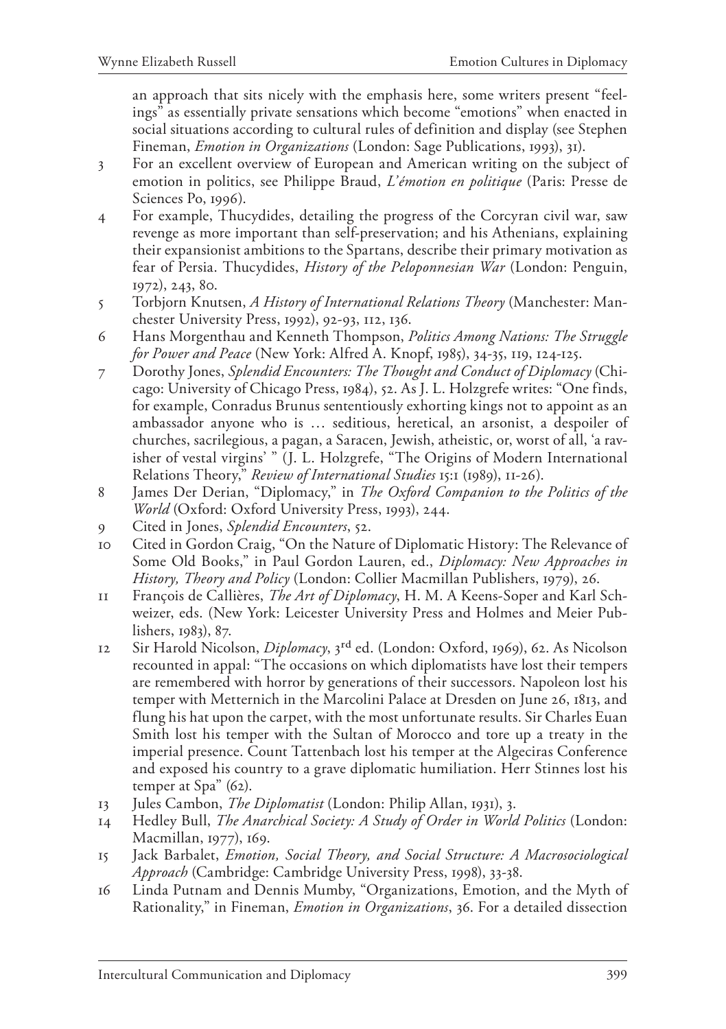an approach that sits nicely with the emphasis here, some writers present "feelings" as essentially private sensations which become "emotions" when enacted in social situations according to cultural rules of definition and display (see Stephen Fineman, *Emotion in Organizations* (London: Sage Publications, 1993), 31).

3 For an excellent overview of European and American writing on the subject of emotion in politics, see Philippe Braud, *L'émotion en politique* (Paris: Presse de Sciences Po, 1996).

4 For example, Thucydides, detailing the progress of the Corcyran civil war, saw revenge as more important than self-preservation; and his Athenians, explaining their expansionist ambitions to the Spartans, describe their primary motivation as fear of Persia. Thucydides, *History of the Peloponnesian War* (London: Penguin, 1972), 243, 80.

5 Torbjorn Knutsen, *A History of International Relations Theory* (Manchester: Manchester University Press, 1992), 92-93, 112, 136.

6 Hans Morgenthau and Kenneth Thompson, *Politics Among Nations: The Struggle for Power and Peace* (New York: Alfred A. Knopf, 1985), 34-35, 119, 124-125.

7 Dorothy Jones, *Splendid Encounters: The Thought and Conduct of Diplomacy* (Chicago: University of Chicago Press, 1984), 52. As J. L. Holzgrefe writes: "One finds, for example, Conradus Brunus sententiously exhorting kings not to appoint as an ambassador anyone who is … seditious, heretical, an arsonist, a despoiler of churches, sacrilegious, a pagan, a Saracen, Jewish, atheistic, or, worst of all, 'a ravisher of vestal virgins' " (J. L. Holzgrefe, "The Origins of Modern International Relations Theory," *Review of International Studies* 15:1 (1989), 11-26).

8 James Der Derian, "Diplomacy," in *The Oxford Companion to the Politics of the World* (Oxford: Oxford University Press, 1993), 244.

9 Cited in Jones, *Splendid Encounters*, 52.

10 Cited in Gordon Craig, "On the Nature of Diplomatic History: The Relevance of Some Old Books," in Paul Gordon Lauren, ed., *Diplomacy: New Approaches in History, Theory and Policy* (London: Collier Macmillan Publishers, 1979), 26.

11 François de Callières, *The Art of Diplomacy*, H. M. A Keens-Soper and Karl Schweizer, eds. (New York: Leicester University Press and Holmes and Meier Publishers, 1983), 87.

12 Sir Harold Nicolson, *Diplomacy*, 3rd ed. (London: Oxford, 1969), 62. As Nicolson recounted in appal: "The occasions on which diplomatists have lost their tempers are remembered with horror by generations of their successors. Napoleon lost his temper with Metternich in the Marcolini Palace at Dresden on June 26, 1813, and flung his hat upon the carpet, with the most unfortunate results. Sir Charles Euan Smith lost his temper with the Sultan of Morocco and tore up a treaty in the imperial presence. Count Tattenbach lost his temper at the Algeciras Conference and exposed his country to a grave diplomatic humiliation. Herr Stinnes lost his temper at Spa" (62).

13 Jules Cambon, *The Diplomatist* (London: Philip Allan, 1931), 3.

14 Hedley Bull, *The Anarchical Society: A Study of Order in World Politics* (London: Macmillan, 1977), 169.

15 Jack Barbalet, *Emotion, Social Theory, and Social Structure: A Macrosociological Approach* (Cambridge: Cambridge University Press, 1998), 33-38.

16 Linda Putnam and Dennis Mumby, "Organizations, Emotion, and the Myth of Rationality," in Fineman, *Emotion in Organizations*, 36. For a detailed dissection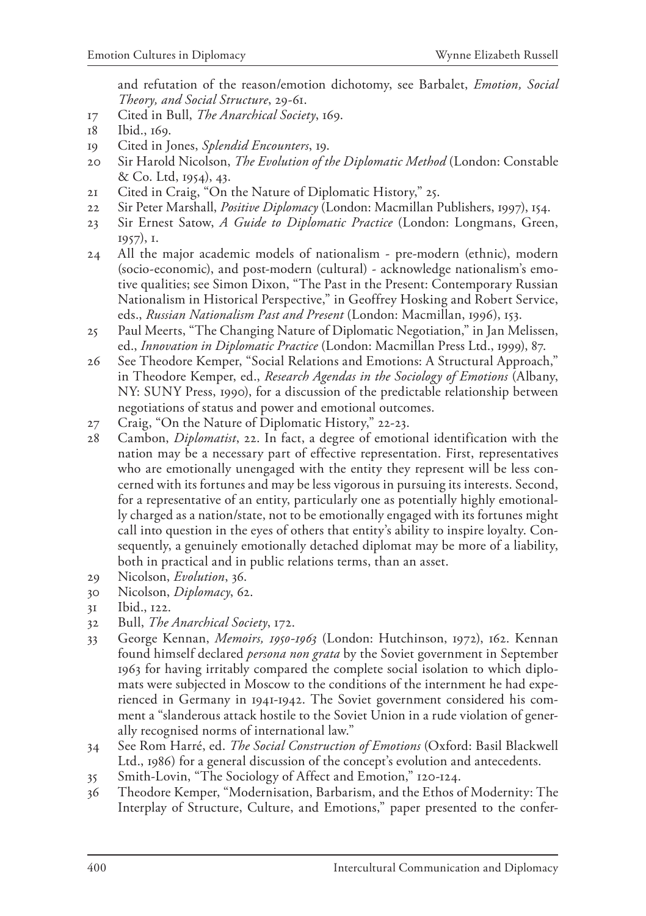and refutation of the reason/emotion dichotomy, see Barbalet, *Emotion, Social Theory, and Social Structure*, 29-61.

17 Cited in Bull, *The Anarchical Society*, 169.

18 Ibid., 169.

19 Cited in Jones, *Splendid Encounters*, 19.

20 Sir Harold Nicolson, *The Evolution of the Diplomatic Method* (London: Constable & Co. Ltd, 1954), 43.

21 Cited in Craig, "On the Nature of Diplomatic History," 25.

22 Sir Peter Marshall, *Positive Diplomacy* (London: Macmillan Publishers, 1997), 154.

23 Sir Ernest Satow, *A Guide to Diplomatic Practice* (London: Longmans, Green, 1957), 1.

24 All the major academic models of nationalism - pre-modern (ethnic), modern (socio-economic), and post-modern (cultural) - acknowledge nationalism's emotive qualities; see Simon Dixon, "The Past in the Present: Contemporary Russian Nationalism in Historical Perspective," in Geoffrey Hosking and Robert Service, eds., *Russian Nationalism Past and Present* (London: Macmillan, 1996), 153.

25 Paul Meerts, "The Changing Nature of Diplomatic Negotiation," in Jan Melissen, ed., *Innovation in Diplomatic Practice* (London: Macmillan Press Ltd., 1999), 87.

26 See Theodore Kemper, "Social Relations and Emotions: A Structural Approach," in Theodore Kemper, ed., *Research Agendas in the Sociology of Emotions* (Albany, NY: SUNY Press, 1990), for a discussion of the predictable relationship between negotiations of status and power and emotional outcomes.

27 Craig, "On the Nature of Diplomatic History," 22-23.

28 Cambon, *Diplomatist*, 22. In fact, a degree of emotional identification with the nation may be a necessary part of effective representation. First, representatives who are emotionally unengaged with the entity they represent will be less concerned with its fortunes and may be less vigorous in pursuing its interests. Second, for a representative of an entity, particularly one as potentially highly emotionally charged as a nation/state, not to be emotionally engaged with its fortunes might call into question in the eyes of others that entity's ability to inspire loyalty. Consequently, a genuinely emotionally detached diplomat may be more of a liability, both in practical and in public relations terms, than an asset.

29 Nicolson, *Evolution*, 36.

30 Nicolson, *Diplomacy*, 62.

31 Ibid., 122.

32 Bull, *The Anarchical Society*, 172.

33 George Kennan, *Memoirs, 1950-1963* (London: Hutchinson, 1972), 162. Kennan found himself declared *persona non grata* by the Soviet government in September 1963 for having irritably compared the complete social isolation to which diplomats were subjected in Moscow to the conditions of the internment he had experienced in Germany in 1941-1942. The Soviet government considered his comment a "slanderous attack hostile to the Soviet Union in a rude violation of generally recognised norms of international law."

34 See Rom Harré, ed. *The Social Construction of Emotions* (Oxford: Basil Blackwell Ltd., 1986) for a general discussion of the concept's evolution and antecedents.

35 Smith-Lovin, "The Sociology of Affect and Emotion," 120-124.

36 Theodore Kemper, "Modernisation, Barbarism, and the Ethos of Modernity: The Interplay of Structure, Culture, and Emotions," paper presented to the confer-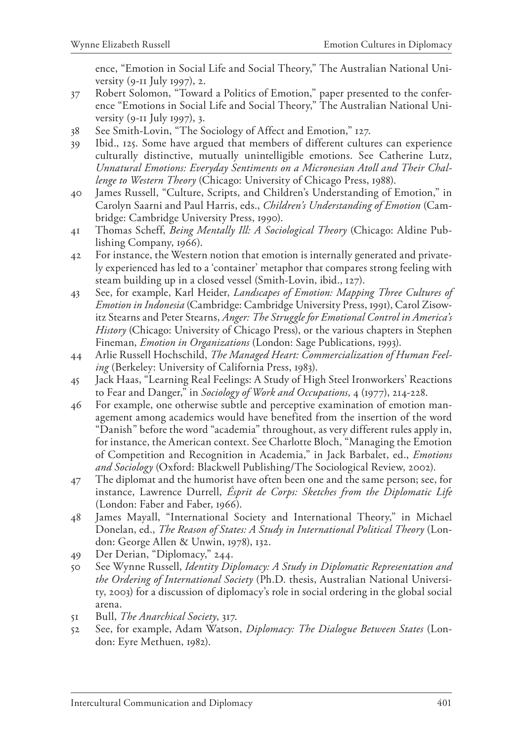ence, "Emotion in Social Life and Social Theory," The Australian National University (9-11 July 1997), 2.

37 Robert Solomon, "Toward a Politics of Emotion," paper presented to the conference "Emotions in Social Life and Social Theory," The Australian National University (9-11 July 1997), 3.

38 See Smith-Lovin, "The Sociology of Affect and Emotion," 127.

39 Ibid., 125. Some have argued that members of different cultures can experience culturally distinctive, mutually unintelligible emotions. See Catherine Lutz, *Unnatural Emotions: Everyday Sentiments on a Micronesian Atoll and Their Challenge to Western Theory* (Chicago: University of Chicago Press, 1988).

40 James Russell, "Culture, Scripts, and Children's Understanding of Emotion," in Carolyn Saarni and Paul Harris, eds., *Children's Understanding of Emotion* (Cambridge: Cambridge University Press, 1990).

41 Thomas Scheff, *Being Mentally Ill: A Sociological Theory* (Chicago: Aldine Publishing Company, 1966).

42 For instance, the Western notion that emotion is internally generated and privately experienced has led to a 'container' metaphor that compares strong feeling with steam building up in a closed vessel (Smith-Lovin, ibid., 127).

43 See, for example, Karl Heider, *Landscapes of Emotion: Mapping Three Cultures of Emotion in Indonesia* (Cambridge: Cambridge University Press, 1991), Carol Zisowitz Stearns and Peter Stearns, *Anger: The Struggle for Emotional Control in America's History* (Chicago: University of Chicago Press), or the various chapters in Stephen Fineman, *Emotion in Organizations* (London: Sage Publications, 1993).

44 Arlie Russell Hochschild, *The Managed Heart: Commercialization of Human Feeling* (Berkeley: University of California Press, 1983).

45 Jack Haas, "Learning Real Feelings: A Study of High Steel Ironworkers' Reactions to Fear and Danger," in *Sociology of Work and Occupations*, 4 (1977), 214-228.

46 For example, one otherwise subtle and perceptive examination of emotion management among academics would have benefited from the insertion of the word "Danish" before the word "academia" throughout, as very different rules apply in, for instance, the American context. See Charlotte Bloch, "Managing the Emotion of Competition and Recognition in Academia," in Jack Barbalet, ed., *Emotions and Sociology* (Oxford: Blackwell Publishing/The Sociological Review, 2002).

47 The diplomat and the humorist have often been one and the same person; see, for instance, Lawrence Durrell, *Ésprit de Corps: Sketches from the Diplomatic Life* (London: Faber and Faber, 1966).

48 James Mayall, "International Society and International Theory," in Michael Donelan, ed., *The Reason of States: A Study in International Political Theory* (London: George Allen & Unwin, 1978), 132.

49 Der Derian, "Diplomacy," 244.

50 See Wynne Russell, *Identity Diplomacy: A Study in Diplomatic Representation and the Ordering of International Society* (Ph.D. thesis, Australian National University, 2003) for a discussion of diplomacy's role in social ordering in the global social arena.

51 Bull, *The Anarchical Society*, 317.

52 See, for example, Adam Watson, *Diplomacy: The Dialogue Between States* (London: Eyre Methuen, 1982).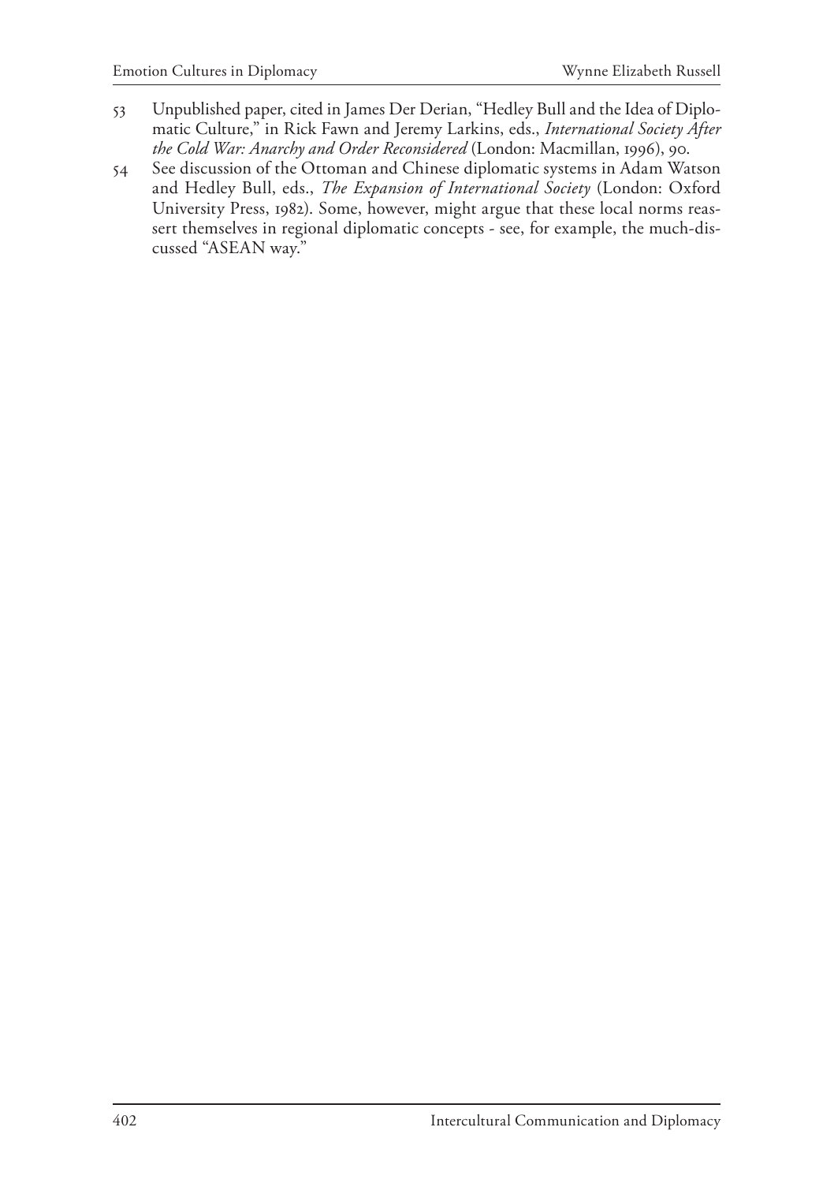53 Unpublished paper, cited in James Der Derian, "Hedley Bull and the Idea of Diplomatic Culture," in Rick Fawn and Jeremy Larkins, eds., *International Society After the Cold War: Anarchy and Order Reconsidered* (London: Macmillan, 1996), 90.

54 See discussion of the Ottoman and Chinese diplomatic systems in Adam Watson and Hedley Bull, eds., *The Expansion of International Society* (London: Oxford University Press, 1982). Some, however, might argue that these local norms reassert themselves in regional diplomatic concepts - see, for example, the much-discussed "ASEAN way."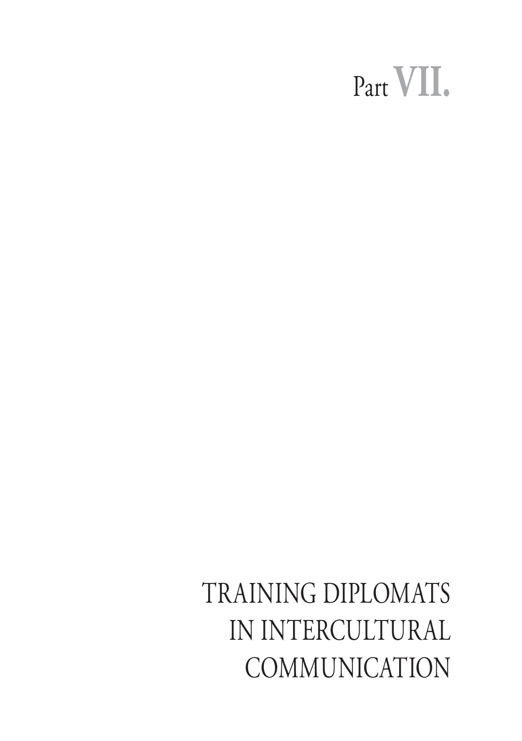# Part VII.

# TRAINING DIPLOMATS IN INTERCULTURAL COMMUNICATION